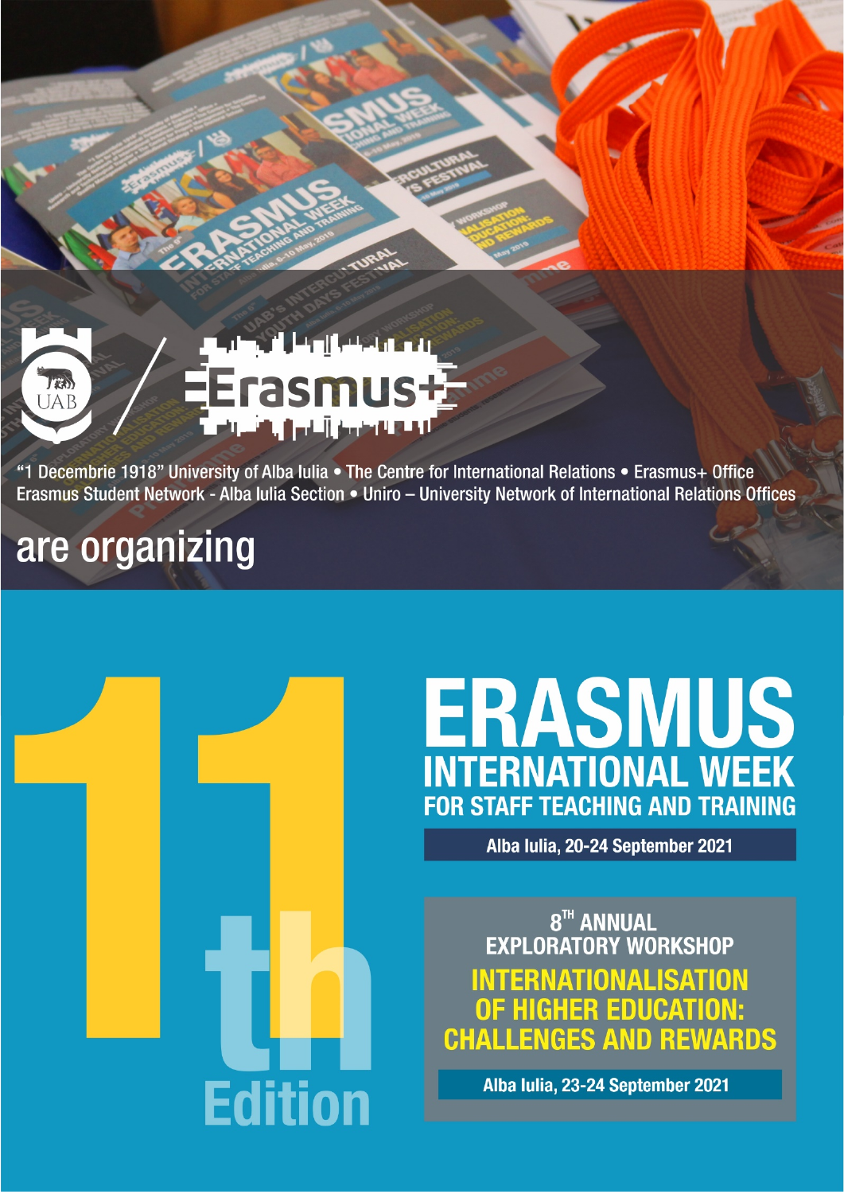UAB / Erasmus+

"1 Decembrie 1918" University of Alba Iulia • The Centre for International Relations • Erasmus+ Office
Erasmus Student Network - Alba Iulia Section • Uniro – University Network of International Relations Offices

are organizing

11th Edition

# ERASMUS INTERNATIONAL WEEK FOR STAFF TEACHING AND TRAINING

**Alba Iulia, 20-24 September 2021**

## 8TH ANNUAL EXPLORATORY WORKSHOP

## INTERNATIONALISATION OF HIGHER EDUCATION: CHALLENGES AND REWARDS

**Alba Iulia, 23-24 September 2021**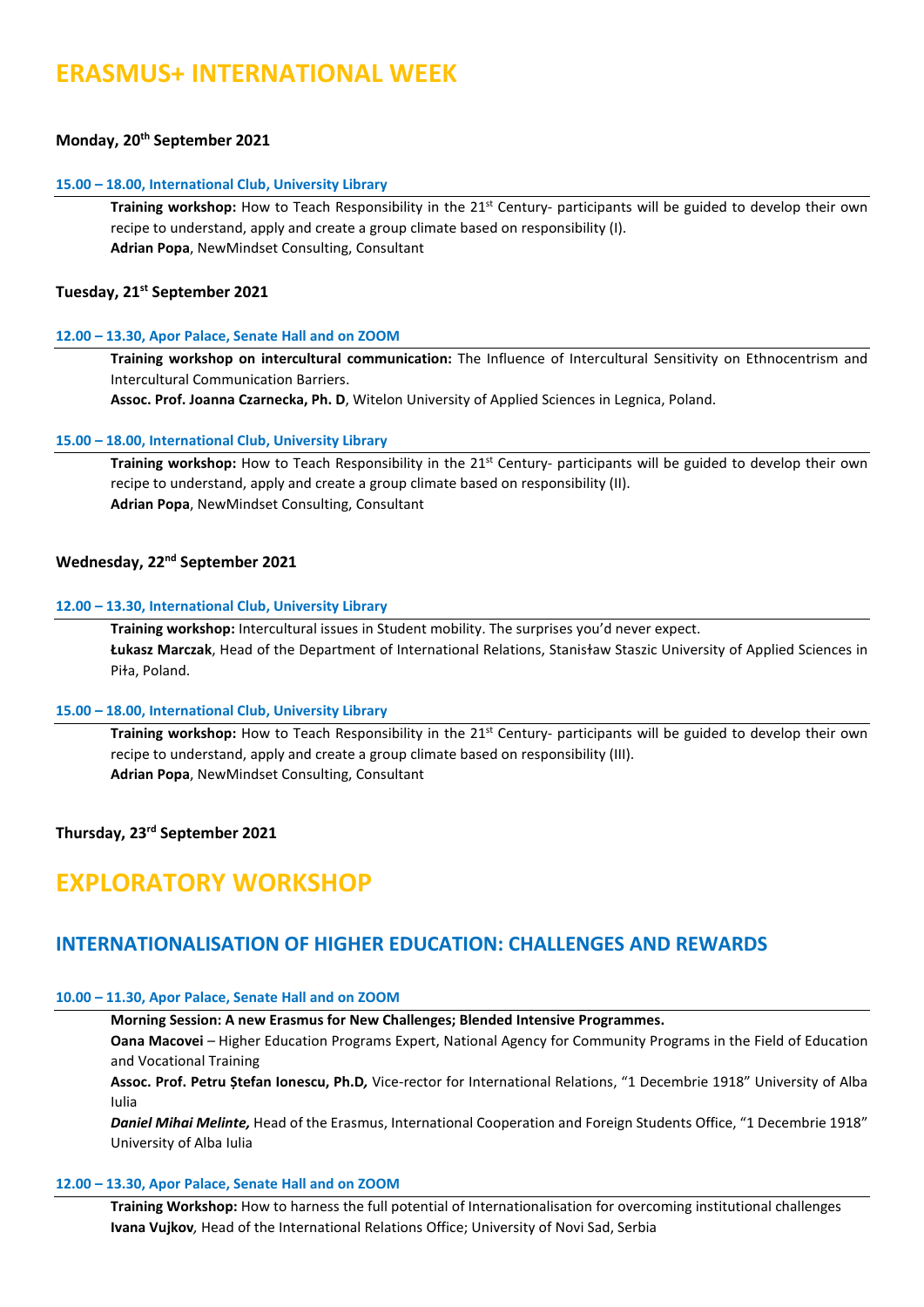# ERASMUS+ INTERNATIONAL WEEK

**Monday, 20th September 2021**

**15.00 – 18.00, International Club, University Library**

**Training workshop:** How to Teach Responsibility in the 21st Century- participants will be guided to develop their own recipe to understand, apply and create a group climate based on responsibility (I).
**Adrian Popa**, NewMindset Consulting, Consultant

**Tuesday, 21st September 2021**

**12.00 – 13.30, Apor Palace, Senate Hall and on ZOOM**

**Training workshop on intercultural communication:** The Influence of Intercultural Sensitivity on Ethnocentrism and Intercultural Communication Barriers.
**Assoc. Prof. Joanna Czarnecka, Ph. D**, Witelon University of Applied Sciences in Legnica, Poland.

**15.00 – 18.00, International Club, University Library**

**Training workshop:** How to Teach Responsibility in the 21st Century- participants will be guided to develop their own recipe to understand, apply and create a group climate based on responsibility (II).
**Adrian Popa**, NewMindset Consulting, Consultant

**Wednesday, 22nd September 2021**

**12.00 – 13.30, International Club, University Library**

**Training workshop:** Intercultural issues in Student mobility. The surprises you'd never expect.
**Łukasz Marczak**, Head of the Department of International Relations, Stanisław Staszic University of Applied Sciences in Piła, Poland.

**15.00 – 18.00, International Club, University Library**

**Training workshop:** How to Teach Responsibility in the 21st Century- participants will be guided to develop their own recipe to understand, apply and create a group climate based on responsibility (III).
**Adrian Popa**, NewMindset Consulting, Consultant

**Thursday, 23rd September 2021**

# EXPLORATORY WORKSHOP

## INTERNATIONALISATION OF HIGHER EDUCATION: CHALLENGES AND REWARDS

**10.00 – 11.30, Apor Palace, Senate Hall and on ZOOM**

**Morning Session: A new Erasmus for New Challenges; Blended Intensive Programmes.**
**Oana Macovei** – Higher Education Programs Expert, National Agency for Community Programs in the Field of Education and Vocational Training
**Assoc. Prof. Petru Ștefan Ionescu, Ph.D,** Vice-rector for International Relations, "1 Decembrie 1918" University of Alba Iulia
***Daniel Mihai Melinte,*** Head of the Erasmus, International Cooperation and Foreign Students Office, "1 Decembrie 1918" University of Alba Iulia

**12.00 – 13.30, Apor Palace, Senate Hall and on ZOOM**

**Training Workshop:** How to harness the full potential of Internationalisation for overcoming institutional challenges
**Ivana Vujkov***,* Head of the International Relations Office; University of Novi Sad, Serbia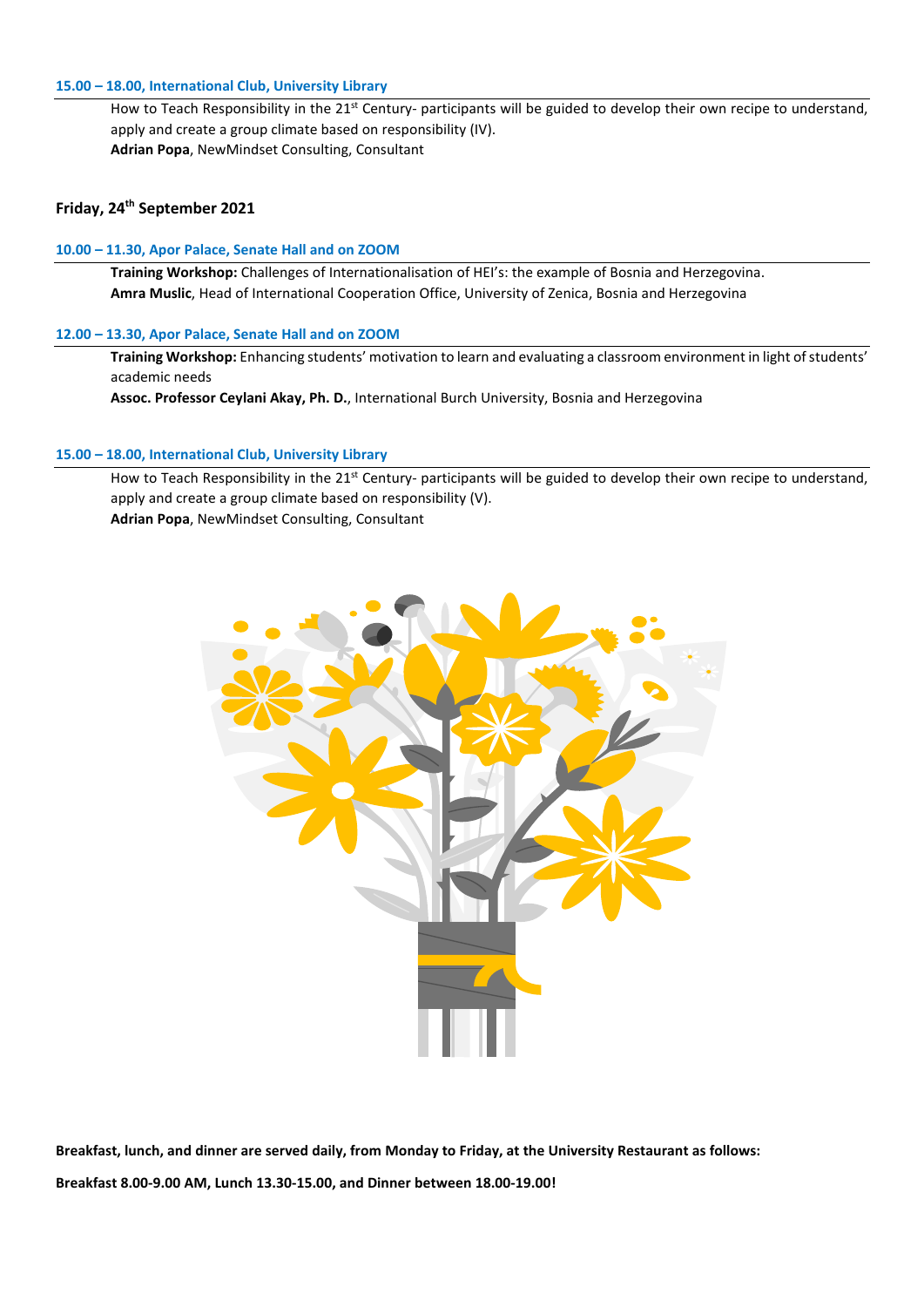#### 15.00 – 18.00, International Club, University Library

How to Teach Responsibility in the 21st Century- participants will be guided to develop their own recipe to understand, apply and create a group climate based on responsibility (IV).
**Adrian Popa**, NewMindset Consulting, Consultant

### Friday, 24th September 2021

#### 10.00 – 11.30, Apor Palace, Senate Hall and on ZOOM

**Training Workshop:** Challenges of Internationalisation of HEI's: the example of Bosnia and Herzegovina.
**Amra Muslic**, Head of International Cooperation Office, University of Zenica, Bosnia and Herzegovina

#### 12.00 – 13.30, Apor Palace, Senate Hall and on ZOOM

**Training Workshop:** Enhancing students' motivation to learn and evaluating a classroom environment in light of students' academic needs
**Assoc. Professor Ceylani Akay, Ph. D.**, International Burch University, Bosnia and Herzegovina

#### 15.00 – 18.00, International Club, University Library

How to Teach Responsibility in the 21st Century- participants will be guided to develop their own recipe to understand, apply and create a group climate based on responsibility (V).
**Adrian Popa**, NewMindset Consulting, Consultant

**Breakfast, lunch, and dinner are served daily, from Monday to Friday, at the University Restaurant as follows:**

**Breakfast 8.00-9.00 AM, Lunch 13.30-15.00, and Dinner between 18.00-19.00!**